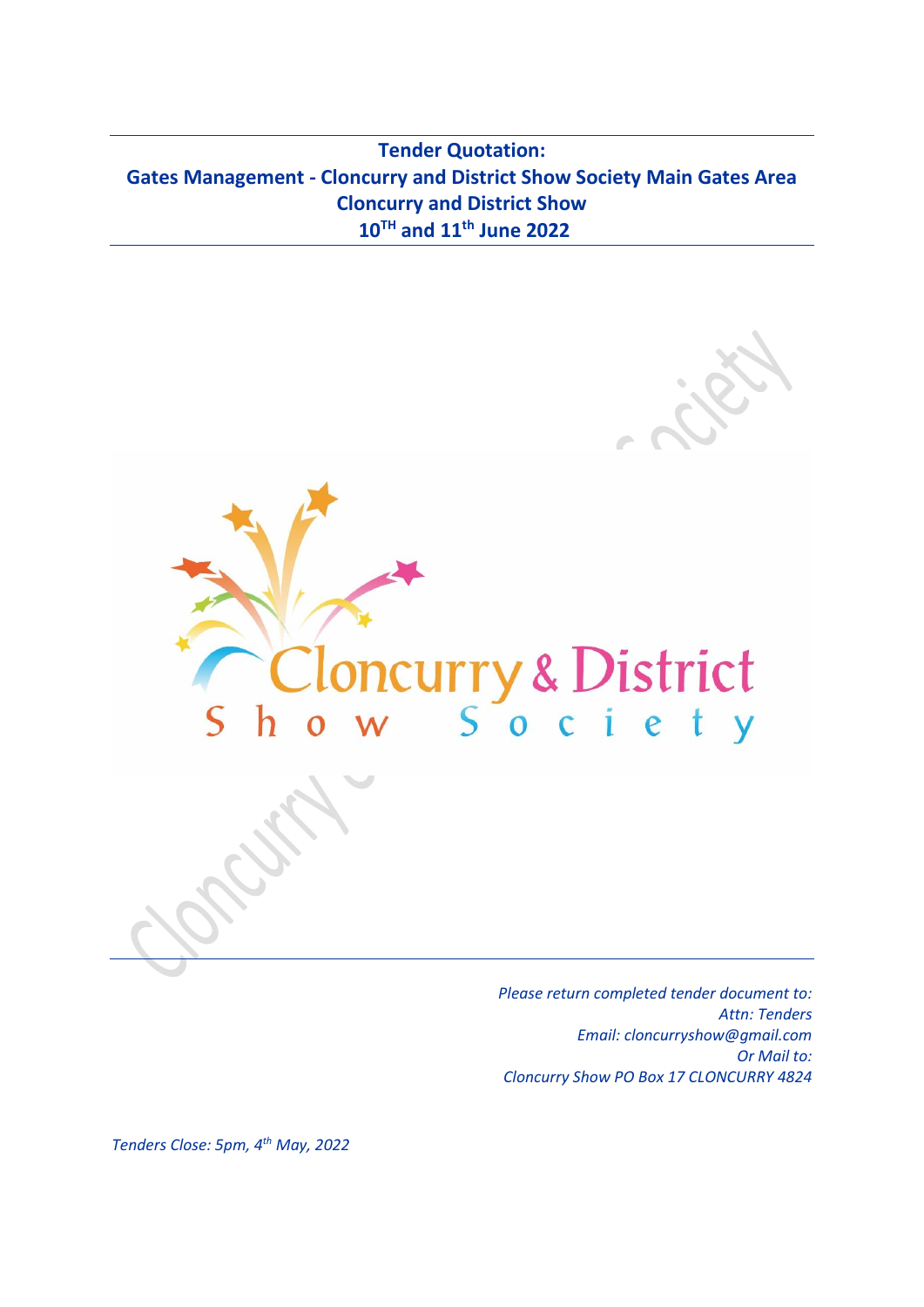# Tender Quotation:
# Gates Management - Cloncurry and District Show Society Main Gates Area
# Cloncurry and District Show
# 10TH and 11th June 2022

*Please return completed tender document to:*
*Attn: Tenders*
*Email: cloncurryshow@gmail.com*
*Or Mail to:*
*Cloncurry Show PO Box 17 CLONCURRY 4824*

*Tenders Close: 5pm, 4th May, 2022*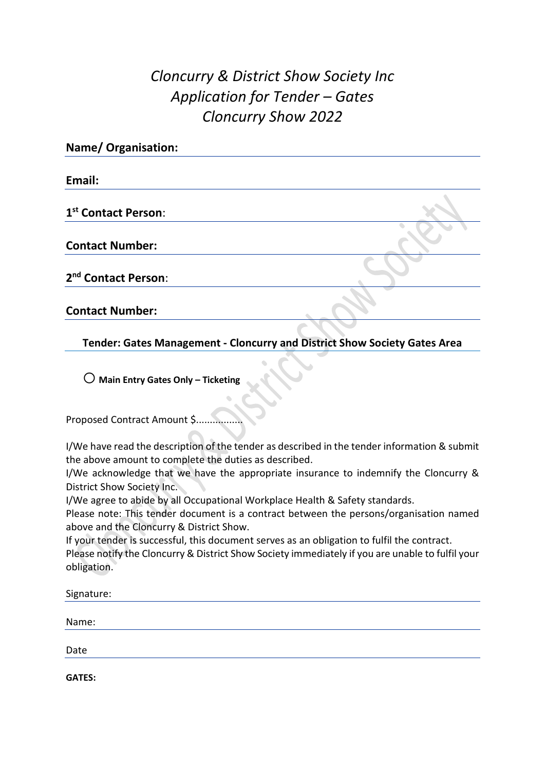# *Cloncurry & District Show Society Inc*
# *Application for Tender – Gates*
# *Cloncurry Show 2022*

**Name/ Organisation:**

**Email:**

**1st Contact Person**:

**Contact Number:**

**2nd Contact Person**:

**Contact Number:**

**Tender: Gates Management - Cloncurry and District Show Society Gates Area**

○ **Main Entry Gates Only – Ticketing**

Proposed Contract Amount $................

I/We have read the description of the tender as described in the tender information & submit the above amount to complete the duties as described.
I/We acknowledge that we have the appropriate insurance to indemnify the Cloncurry & District Show Society Inc.
I/We agree to abide by all Occupational Workplace Health & Safety standards.
Please note: This tender document is a contract between the persons/organisation named above and the Cloncurry & District Show.
If your tender is successful, this document serves as an obligation to fulfil the contract.
Please notify the Cloncurry & District Show Society immediately if you are unable to fulfil your obligation.

Signature:

Name:

Date

**GATES:**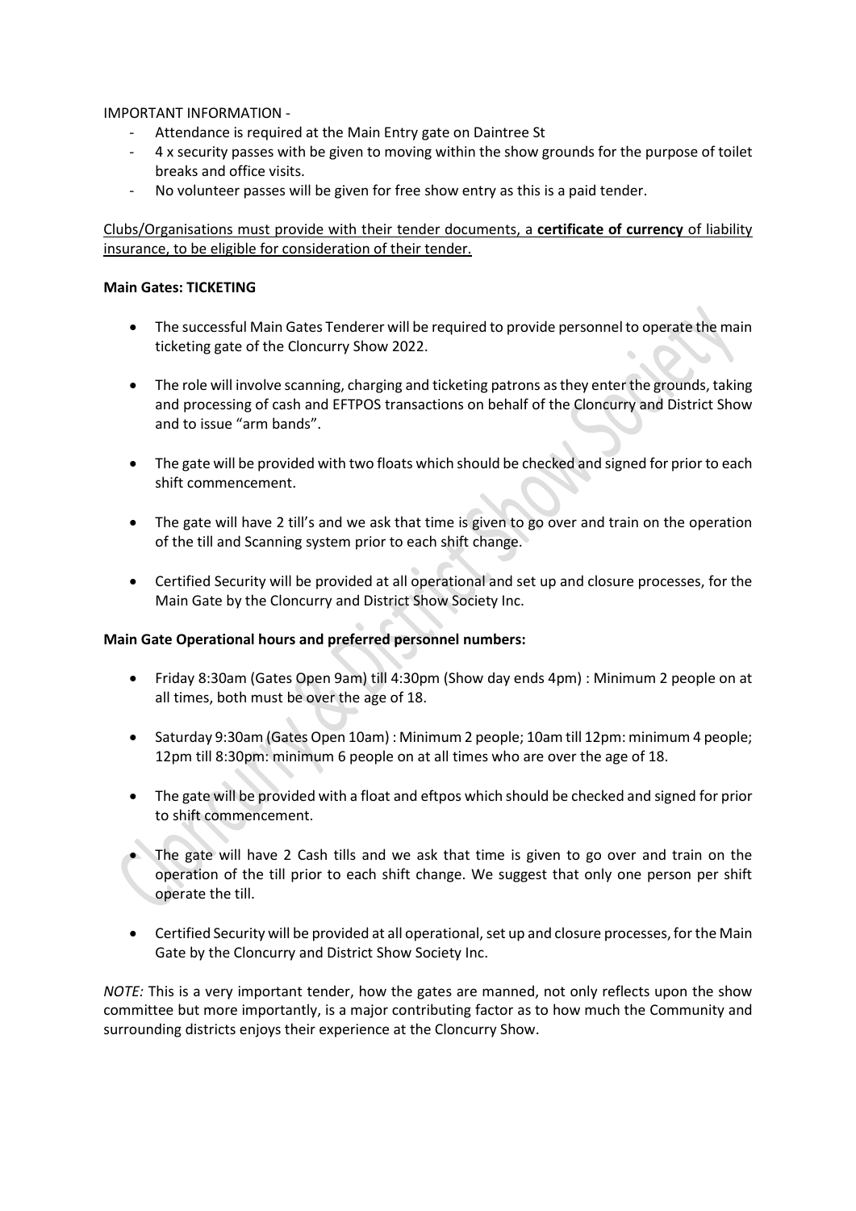IMPORTANT INFORMATION -

- Attendance is required at the Main Entry gate on Daintree St
- 4 x security passes with be given to moving within the show grounds for the purpose of toilet breaks and office visits.
- No volunteer passes will be given for free show entry as this is a paid tender.

Clubs/Organisations must provide with their tender documents, a **certificate of currency** of liability insurance, to be eligible for consideration of their tender.

**Main Gates: TICKETING**

- The successful Main Gates Tenderer will be required to provide personnel to operate the main ticketing gate of the Cloncurry Show 2022.
- The role will involve scanning, charging and ticketing patrons as they enter the grounds, taking and processing of cash and EFTPOS transactions on behalf of the Cloncurry and District Show and to issue "arm bands".
- The gate will be provided with two floats which should be checked and signed for prior to each shift commencement.
- The gate will have 2 till's and we ask that time is given to go over and train on the operation of the till and Scanning system prior to each shift change.
- Certified Security will be provided at all operational and set up and closure processes, for the Main Gate by the Cloncurry and District Show Society Inc.

**Main Gate Operational hours and preferred personnel numbers:**

- Friday 8:30am (Gates Open 9am) till 4:30pm (Show day ends 4pm) : Minimum 2 people on at all times, both must be over the age of 18.
- Saturday 9:30am (Gates Open 10am) : Minimum 2 people; 10am till 12pm: minimum 4 people; 12pm till 8:30pm: minimum 6 people on at all times who are over the age of 18.
- The gate will be provided with a float and eftpos which should be checked and signed for prior to shift commencement.
- The gate will have 2 Cash tills and we ask that time is given to go over and train on the operation of the till prior to each shift change. We suggest that only one person per shift operate the till.
- Certified Security will be provided at all operational, set up and closure processes, for the Main Gate by the Cloncurry and District Show Society Inc.

*NOTE:* This is a very important tender, how the gates are manned, not only reflects upon the show committee but more importantly, is a major contributing factor as to how much the Community and surrounding districts enjoys their experience at the Cloncurry Show.